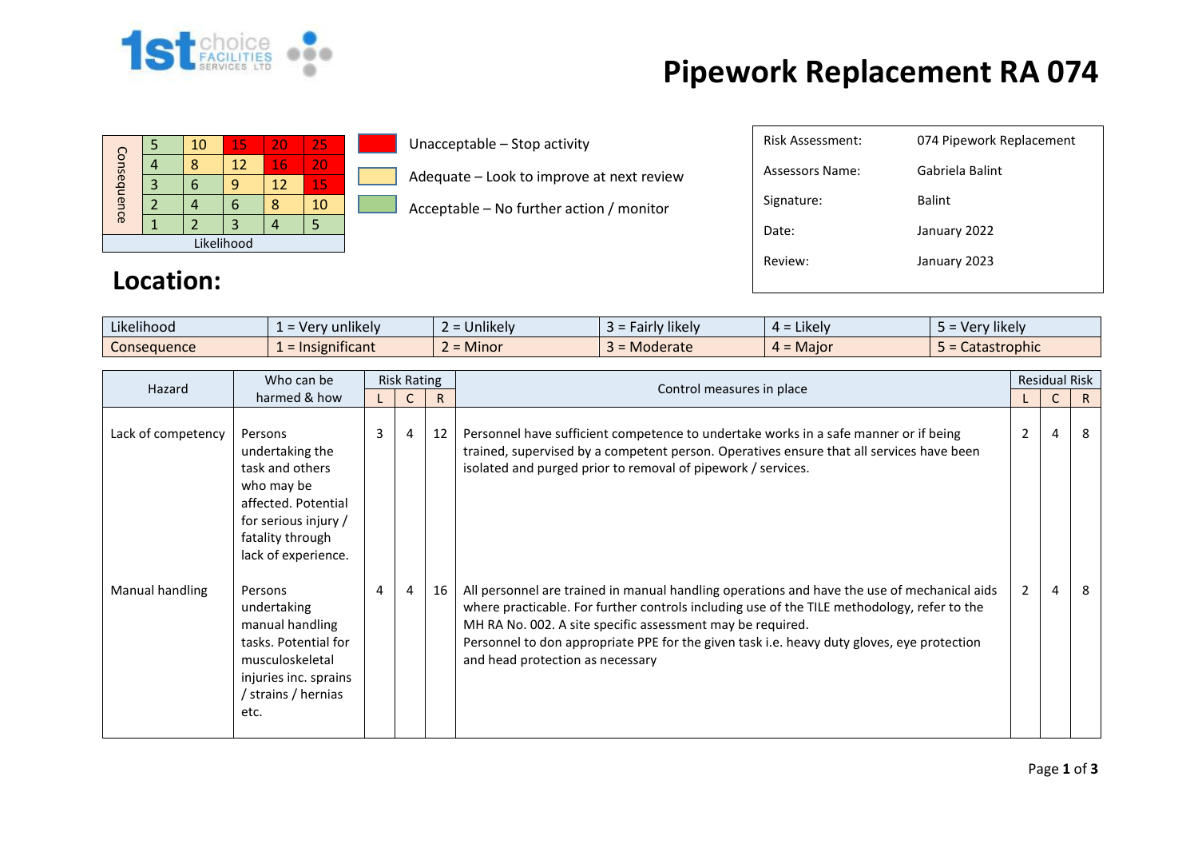# Pipework Replacement RA 074

| Consequence | | | | | |
|---|---|---|---|---|---|
| 5 | 5 | 10 | 15 | 20 | 25 |
| 4 | 4 | 8 | 12 | 16 | 20 |
| 3 | 3 | 6 | 9 | 12 | 15 |
| 2 | 2 | 4 | 6 | 8 | 10 |
| 1 | 1 | 2 | 3 | 4 | 5 |
| | Likelihood | | | | |

- Unacceptable – Stop activity
- Adequate – Look to improve at next review
- Acceptable – No further action / monitor

| | |
|---|---|
| Risk Assessment: | 074 Pipework Replacement |
| Assessors Name: | Gabriela Balint |
| Signature: | Balint |
| Date: | January 2022 |
| Review: | January 2023 |

## Location:

| Likelihood | 1 = Very unlikely | 2 = Unlikely | 3 = Fairly likely | 4 = Likely | 5 = Very likely |
|---|---|---|---|---|---|
| Consequence | 1 = Insignificant | 2 = Minor | 3 = Moderate | 4 = Major | 5 = Catastrophic |

| Hazard | Who can be harmed & how | Risk Rating | | | Control measures in place | Residual Risk | | |
|---|---|---|---|---|---|---|---|---|
| | | L | C | R | | L | C | R |
| Lack of competency | Persons undertaking the task and others who may be affected. Potential for serious injury / fatality through lack of experience. | 3 | 4 | 12 | Personnel have sufficient competence to undertake works in a safe manner or if being trained, supervised by a competent person. Operatives ensure that all services have been isolated and purged prior to removal of pipework / services. | 2 | 4 | 8 |
| Manual handling | Persons undertaking manual handling tasks. Potential for musculoskeletal injuries inc. sprains / strains / hernias etc. | 4 | 4 | 16 | All personnel are trained in manual handling operations and have the use of mechanical aids where practicable. For further controls including use of the TILE methodology, refer to the MH RA No. 002. A site specific assessment may be required.<br>Personnel to don appropriate PPE for the given task i.e. heavy duty gloves, eye protection and head protection as necessary | 2 | 4 | 8 |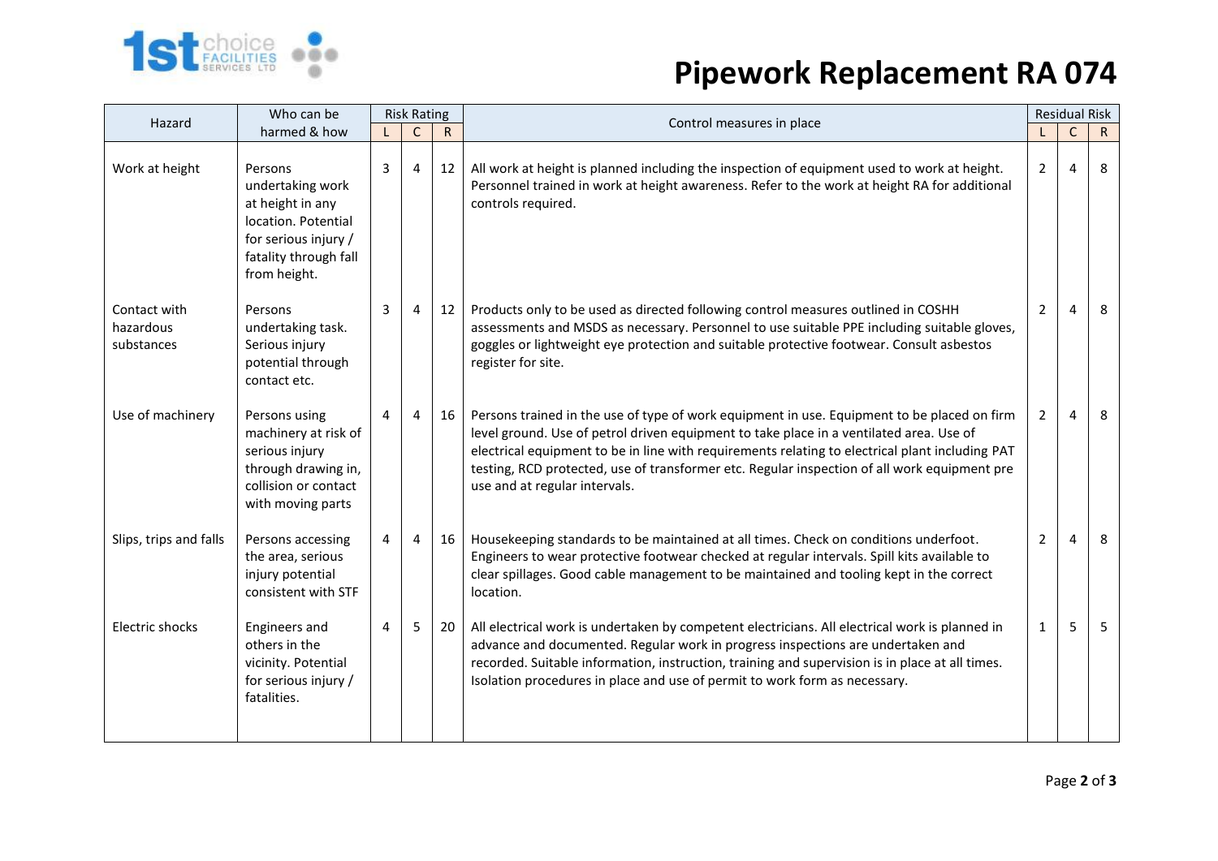# Pipework Replacement RA 074

| Hazard | Who can be harmed & how | Risk Rating | | | Control measures in place | Residual Risk | | |
|---|---|---|---|---|---|---|---|---|
| | | L | C | R | | L | C | R |
| Work at height | Persons undertaking work at height in any location. Potential for serious injury / fatality through fall from height. | 3 | 4 | 12 | All work at height is planned including the inspection of equipment used to work at height. Personnel trained in work at height awareness. Refer to the work at height RA for additional controls required. | 2 | 4 | 8 |
| Contact with hazardous substances | Persons undertaking task. Serious injury potential through contact etc. | 3 | 4 | 12 | Products only to be used as directed following control measures outlined in COSHH assessments and MSDS as necessary. Personnel to use suitable PPE including suitable gloves, goggles or lightweight eye protection and suitable protective footwear. Consult asbestos register for site. | 2 | 4 | 8 |
| Use of machinery | Persons using machinery at risk of serious injury through drawing in, collision or contact with moving parts | 4 | 4 | 16 | Persons trained in the use of type of work equipment in use. Equipment to be placed on firm level ground. Use of petrol driven equipment to take place in a ventilated area. Use of electrical equipment to be in line with requirements relating to electrical plant including PAT testing, RCD protected, use of transformer etc. Regular inspection of all work equipment pre use and at regular intervals. | 2 | 4 | 8 |
| Slips, trips and falls | Persons accessing the area, serious injury potential consistent with STF | 4 | 4 | 16 | Housekeeping standards to be maintained at all times. Check on conditions underfoot. Engineers to wear protective footwear checked at regular intervals. Spill kits available to clear spillages. Good cable management to be maintained and tooling kept in the correct location. | 2 | 4 | 8 |
| Electric shocks | Engineers and others in the vicinity. Potential for serious injury / fatalities. | 4 | 5 | 20 | All electrical work is undertaken by competent electricians. All electrical work is planned in advance and documented. Regular work in progress inspections are undertaken and recorded. Suitable information, instruction, training and supervision is in place at all times. Isolation procedures in place and use of permit to work form as necessary. | 1 | 5 | 5 |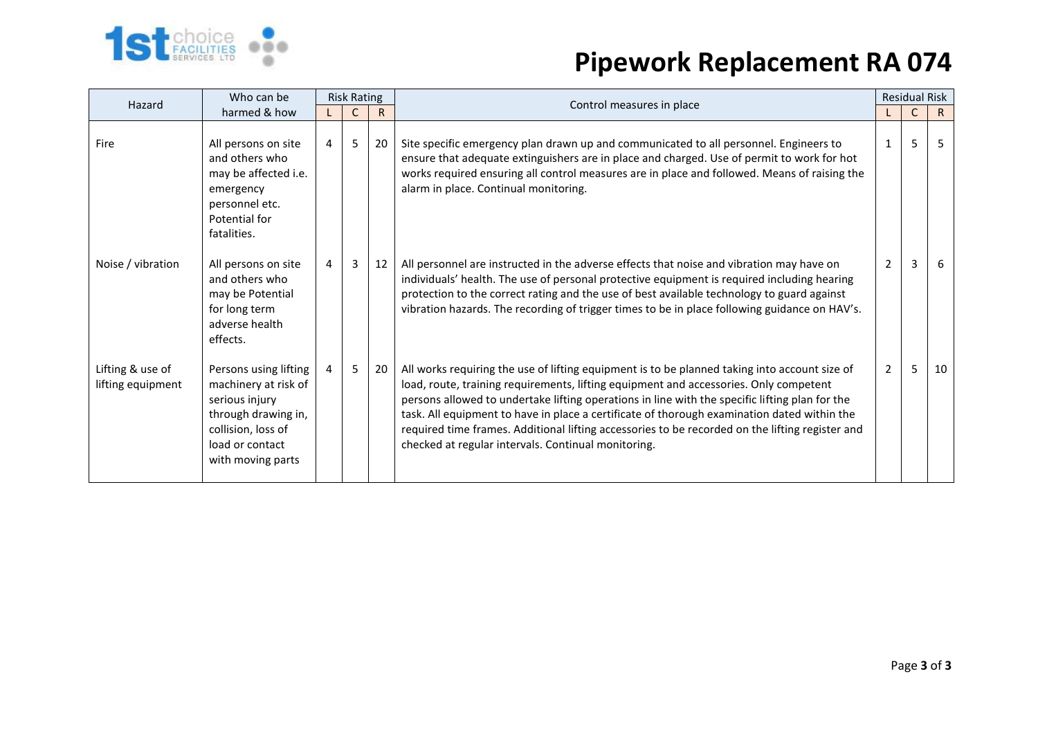# Pipework Replacement RA 074

| Hazard | Who can be harmed & how | Risk Rating | | | Control measures in place | Residual Risk | | |
|---|---|---|---|---|---|---|---|---|
| | | L | C | R | | L | C | R |
| Fire | All persons on site and others who may be affected i.e. emergency personnel etc. Potential for fatalities. | 4 | 5 | 20 | Site specific emergency plan drawn up and communicated to all personnel. Engineers to ensure that adequate extinguishers are in place and charged. Use of permit to work for hot works required ensuring all control measures are in place and followed. Means of raising the alarm in place. Continual monitoring. | 1 | 5 | 5 |
| Noise / vibration | All persons on site and others who may be Potential for long term adverse health effects. | 4 | 3 | 12 | All personnel are instructed in the adverse effects that noise and vibration may have on individuals' health. The use of personal protective equipment is required including hearing protection to the correct rating and the use of best available technology to guard against vibration hazards. The recording of trigger times to be in place following guidance on HAV's. | 2 | 3 | 6 |
| Lifting & use of lifting equipment | Persons using lifting machinery at risk of serious injury through drawing in, collision, loss of load or contact with moving parts | 4 | 5 | 20 | All works requiring the use of lifting equipment is to be planned taking into account size of load, route, training requirements, lifting equipment and accessories. Only competent persons allowed to undertake lifting operations in line with the specific lifting plan for the task. All equipment to have in place a certificate of thorough examination dated within the required time frames. Additional lifting accessories to be recorded on the lifting register and checked at regular intervals. Continual monitoring. | 2 | 5 | 10 |